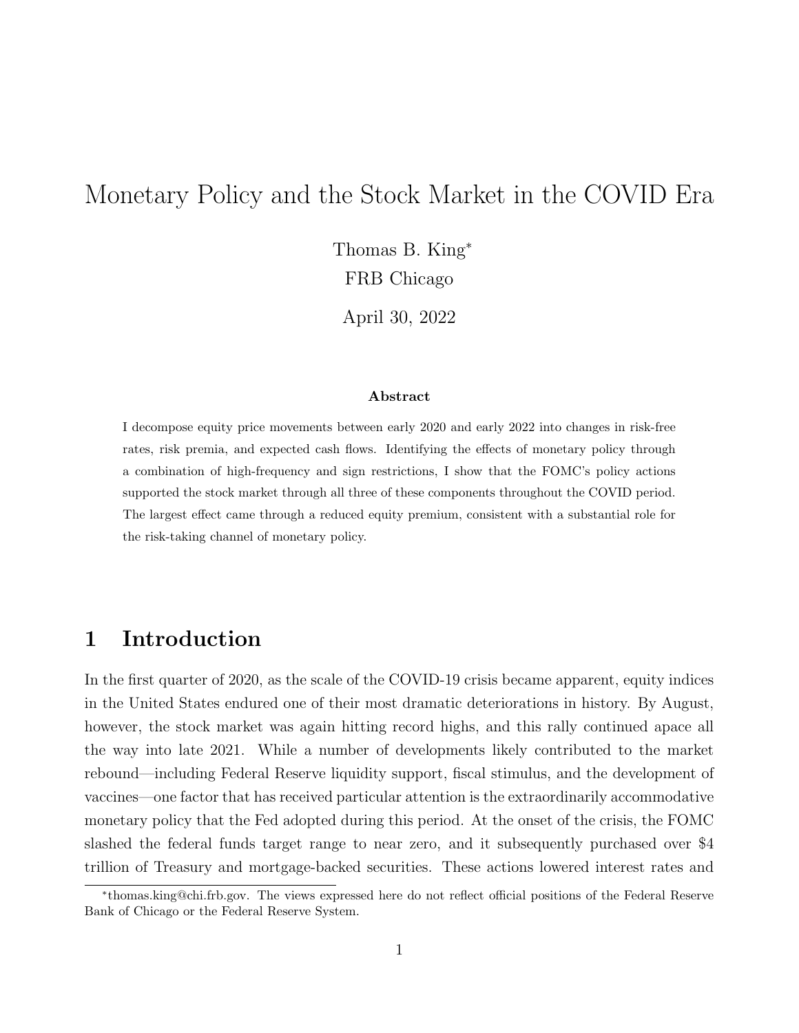# Monetary Policy and the Stock Market in the COVID Era

Thomas B. King[*]

FRB Chicago

April 30, 2022

**Abstract**

I decompose equity price movements between early 2020 and early 2022 into changes in risk-free rates, risk premia, and expected cash flows. Identifying the effects of monetary policy through a combination of high-frequency and sign restrictions, I show that the FOMC's policy actions supported the stock market through all three of these components throughout the COVID period. The largest effect came through a reduced equity premium, consistent with a substantial role for the risk-taking channel of monetary policy.

## 1 Introduction

In the first quarter of 2020, as the scale of the COVID-19 crisis became apparent, equity indices in the United States endured one of their most dramatic deteriorations in history. By August, however, the stock market was again hitting record highs, and this rally continued apace all the way into late 2021. While a number of developments likely contributed to the market rebound—including Federal Reserve liquidity support, fiscal stimulus, and the development of vaccines—one factor that has received particular attention is the extraordinarily accommodative monetary policy that the Fed adopted during this period. At the onset of the crisis, the FOMC slashed the federal funds target range to near zero, and it subsequently purchased over $4 trillion of Treasury and mortgage-backed securities. These actions lowered interest rates and

[*]thomas.king@chi.frb.gov. The views expressed here do not reflect official positions of the Federal Reserve Bank of Chicago or the Federal Reserve System.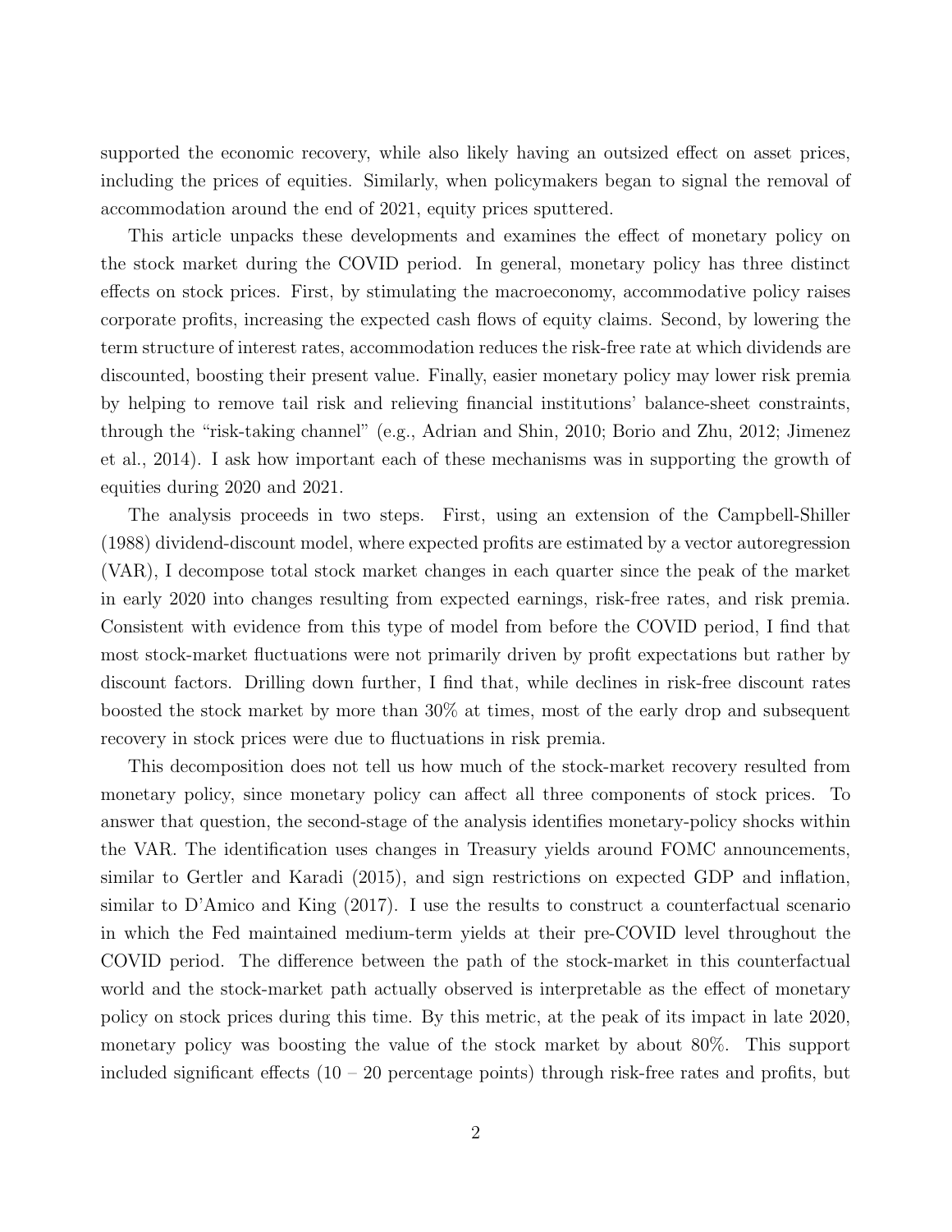supported the economic recovery, while also likely having an outsized effect on asset prices, including the prices of equities. Similarly, when policymakers began to signal the removal of accommodation around the end of 2021, equity prices sputtered.

This article unpacks these developments and examines the effect of monetary policy on the stock market during the COVID period. In general, monetary policy has three distinct effects on stock prices. First, by stimulating the macroeconomy, accommodative policy raises corporate profits, increasing the expected cash flows of equity claims. Second, by lowering the term structure of interest rates, accommodation reduces the risk-free rate at which dividends are discounted, boosting their present value. Finally, easier monetary policy may lower risk premia by helping to remove tail risk and relieving financial institutions' balance-sheet constraints, through the "risk-taking channel" (e.g., Adrian and Shin, 2010; Borio and Zhu, 2012; Jimenez et al., 2014). I ask how important each of these mechanisms was in supporting the growth of equities during 2020 and 2021.

The analysis proceeds in two steps. First, using an extension of the Campbell-Shiller (1988) dividend-discount model, where expected profits are estimated by a vector autoregression (VAR), I decompose total stock market changes in each quarter since the peak of the market in early 2020 into changes resulting from expected earnings, risk-free rates, and risk premia. Consistent with evidence from this type of model from before the COVID period, I find that most stock-market fluctuations were not primarily driven by profit expectations but rather by discount factors. Drilling down further, I find that, while declines in risk-free discount rates boosted the stock market by more than 30% at times, most of the early drop and subsequent recovery in stock prices were due to fluctuations in risk premia.

This decomposition does not tell us how much of the stock-market recovery resulted from monetary policy, since monetary policy can affect all three components of stock prices. To answer that question, the second-stage of the analysis identifies monetary-policy shocks within the VAR. The identification uses changes in Treasury yields around FOMC announcements, similar to Gertler and Karadi (2015), and sign restrictions on expected GDP and inflation, similar to D'Amico and King (2017). I use the results to construct a counterfactual scenario in which the Fed maintained medium-term yields at their pre-COVID level throughout the COVID period. The difference between the path of the stock-market in this counterfactual world and the stock-market path actually observed is interpretable as the effect of monetary policy on stock prices during this time. By this metric, at the peak of its impact in late 2020, monetary policy was boosting the value of the stock market by about 80%. This support included significant effects (10 – 20 percentage points) through risk-free rates and profits, but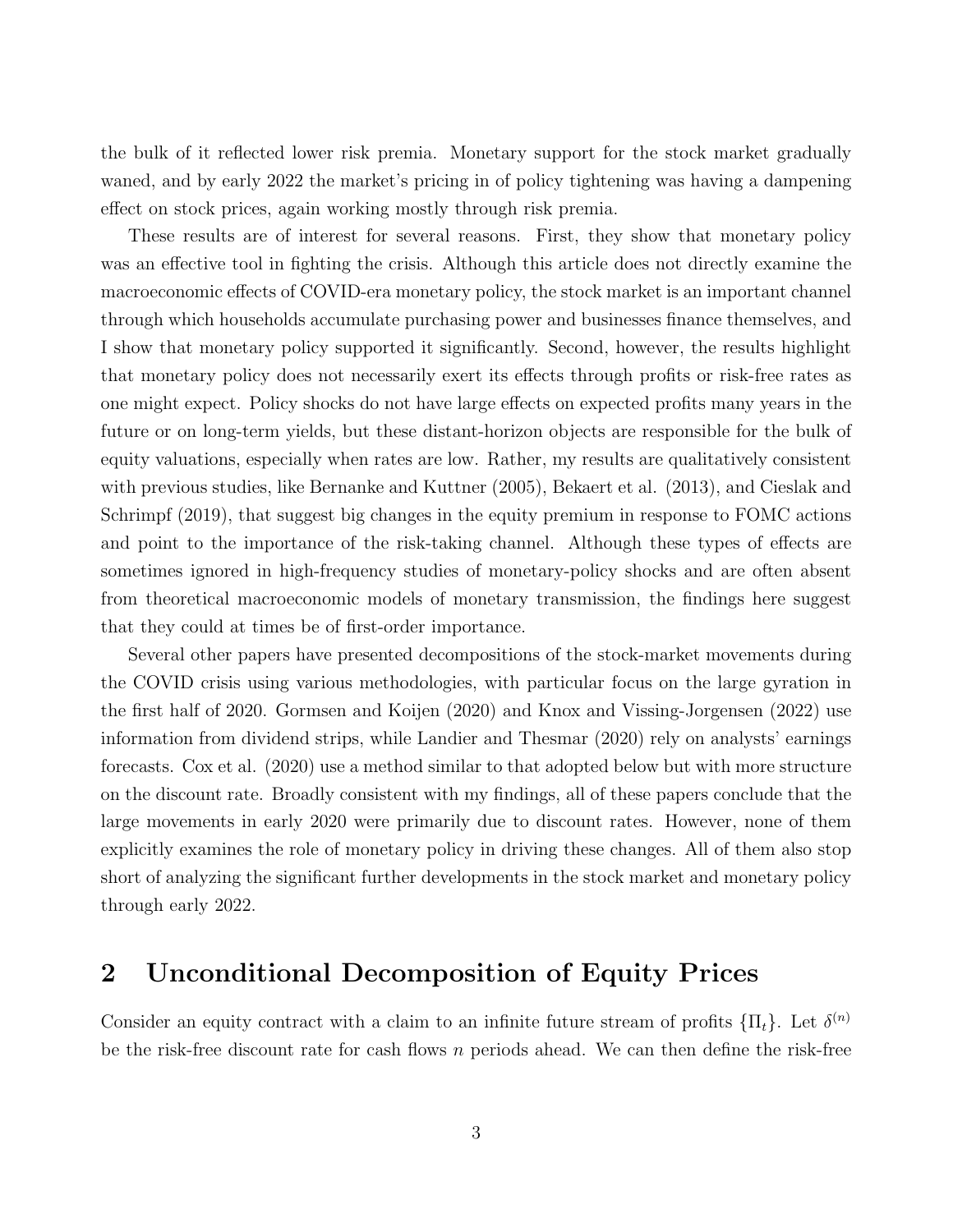the bulk of it reflected lower risk premia. Monetary support for the stock market gradually waned, and by early 2022 the market's pricing in of policy tightening was having a dampening effect on stock prices, again working mostly through risk premia.

These results are of interest for several reasons. First, they show that monetary policy was an effective tool in fighting the crisis. Although this article does not directly examine the macroeconomic effects of COVID-era monetary policy, the stock market is an important channel through which households accumulate purchasing power and businesses finance themselves, and I show that monetary policy supported it significantly. Second, however, the results highlight that monetary policy does not necessarily exert its effects through profits or risk-free rates as one might expect. Policy shocks do not have large effects on expected profits many years in the future or on long-term yields, but these distant-horizon objects are responsible for the bulk of equity valuations, especially when rates are low. Rather, my results are qualitatively consistent with previous studies, like Bernanke and Kuttner (2005), Bekaert et al. (2013), and Cieslak and Schrimpf (2019), that suggest big changes in the equity premium in response to FOMC actions and point to the importance of the risk-taking channel. Although these types of effects are sometimes ignored in high-frequency studies of monetary-policy shocks and are often absent from theoretical macroeconomic models of monetary transmission, the findings here suggest that they could at times be of first-order importance.

Several other papers have presented decompositions of the stock-market movements during the COVID crisis using various methodologies, with particular focus on the large gyration in the first half of 2020. Gormsen and Koijen (2020) and Knox and Vissing-Jorgensen (2022) use information from dividend strips, while Landier and Thesmar (2020) rely on analysts' earnings forecasts. Cox et al. (2020) use a method similar to that adopted below but with more structure on the discount rate. Broadly consistent with my findings, all of these papers conclude that the large movements in early 2020 were primarily due to discount rates. However, none of them explicitly examines the role of monetary policy in driving these changes. All of them also stop short of analyzing the significant further developments in the stock market and monetary policy through early 2022.

## 2 Unconditional Decomposition of Equity Prices

Consider an equity contract with a claim to an infinite future stream of profits $\{\Pi_t\}$. Let $\delta^{(n)}$ be the risk-free discount rate for cash flows $n$ periods ahead. We can then define the risk-free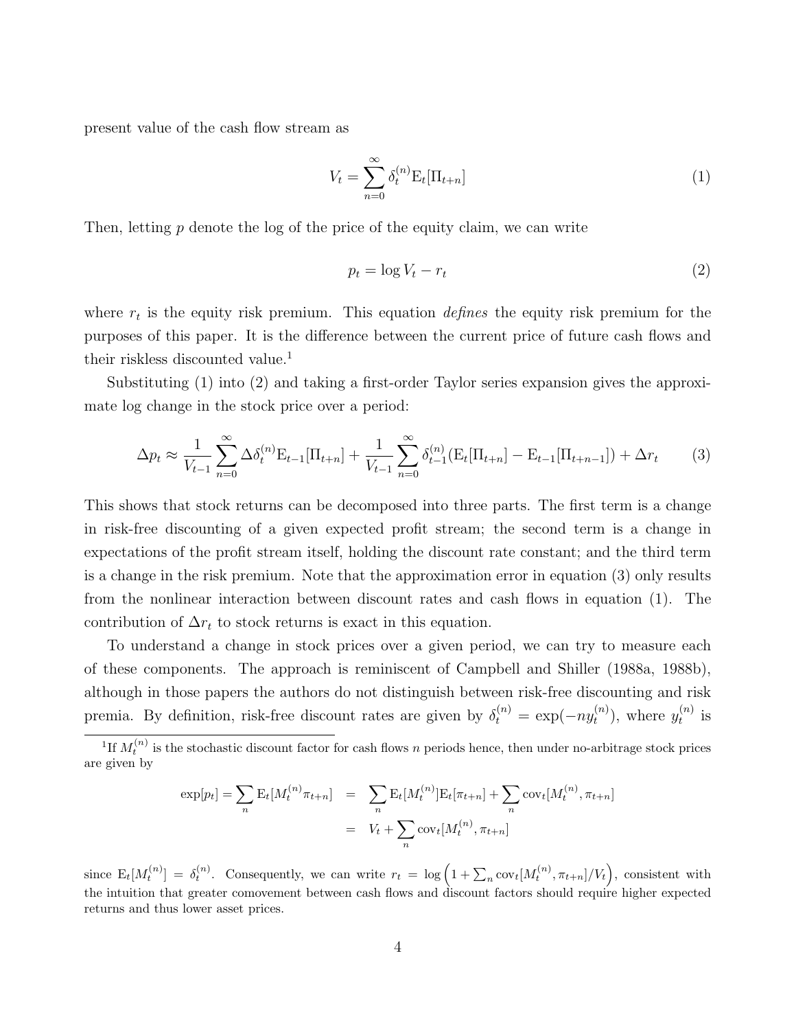present value of the cash flow stream as

$$V_t = \sum_{n=0}^{\infty} \delta_t^{(n)} \mathrm{E}_t[\Pi_{t+n}] \tag{1}$$

Then, letting $p$ denote the log of the price of the equity claim, we can write

$$p_t = \log V_t - r_t \tag{2}$$

where $r_t$ is the equity risk premium. This equation *defines* the equity risk premium for the purposes of this paper. It is the difference between the current price of future cash flows and their riskless discounted value.[1]

Substituting (1) into (2) and taking a first-order Taylor series expansion gives the approximate log change in the stock price over a period:

$$\Delta p_t \approx \frac{1}{V_{t-1}} \sum_{n=0}^{\infty} \Delta \delta_t^{(n)} \mathrm{E}_{t-1}[\Pi_{t+n}] + \frac{1}{V_{t-1}} \sum_{n=0}^{\infty} \delta_{t-1}^{(n)} (\mathrm{E}_t[\Pi_{t+n}] - \mathrm{E}_{t-1}[\Pi_{t+n-1}]) + \Delta r_t \tag{3}$$

This shows that stock returns can be decomposed into three parts. The first term is a change in risk-free discounting of a given expected profit stream; the second term is a change in expectations of the profit stream itself, holding the discount rate constant; and the third term is a change in the risk premium. Note that the approximation error in equation (3) only results from the nonlinear interaction between discount rates and cash flows in equation (1). The contribution of $\Delta r_t$ to stock returns is exact in this equation.

To understand a change in stock prices over a given period, we can try to measure each of these components. The approach is reminiscent of Campbell and Shiller (1988a, 1988b), although in those papers the authors do not distinguish between risk-free discounting and risk premia. By definition, risk-free discount rates are given by $\delta_t^{(n)} = \exp(-n y_t^{(n)})$, where $y_t^{(n)}$ is

[1] If $M_t^{(n)}$ is the stochastic discount factor for cash flows $n$ periods hence, then under no-arbitrage stock prices are given by

$$\begin{aligned} \exp[p_t] = \sum_n \mathrm{E}_t[M_t^{(n)} \pi_{t+n}] &= \sum_n \mathrm{E}_t[M_t^{(n)}] \mathrm{E}_t[\pi_{t+n}] + \sum_n \mathrm{cov}_t[M_t^{(n)}, \pi_{t+n}] \\ &= V_t + \sum_n \mathrm{cov}_t[M_t^{(n)}, \pi_{t+n}] \end{aligned}$$

since $\mathrm{E}_t[M_t^{(n)}] = \delta_t^{(n)}$. Consequently, we can write $r_t = \log\left(1 + \sum_n \mathrm{cov}_t[M_t^{(n)}, \pi_{t+n}]/V_t\right)$, consistent with the intuition that greater comovement between cash flows and discount factors should require higher expected returns and thus lower asset prices.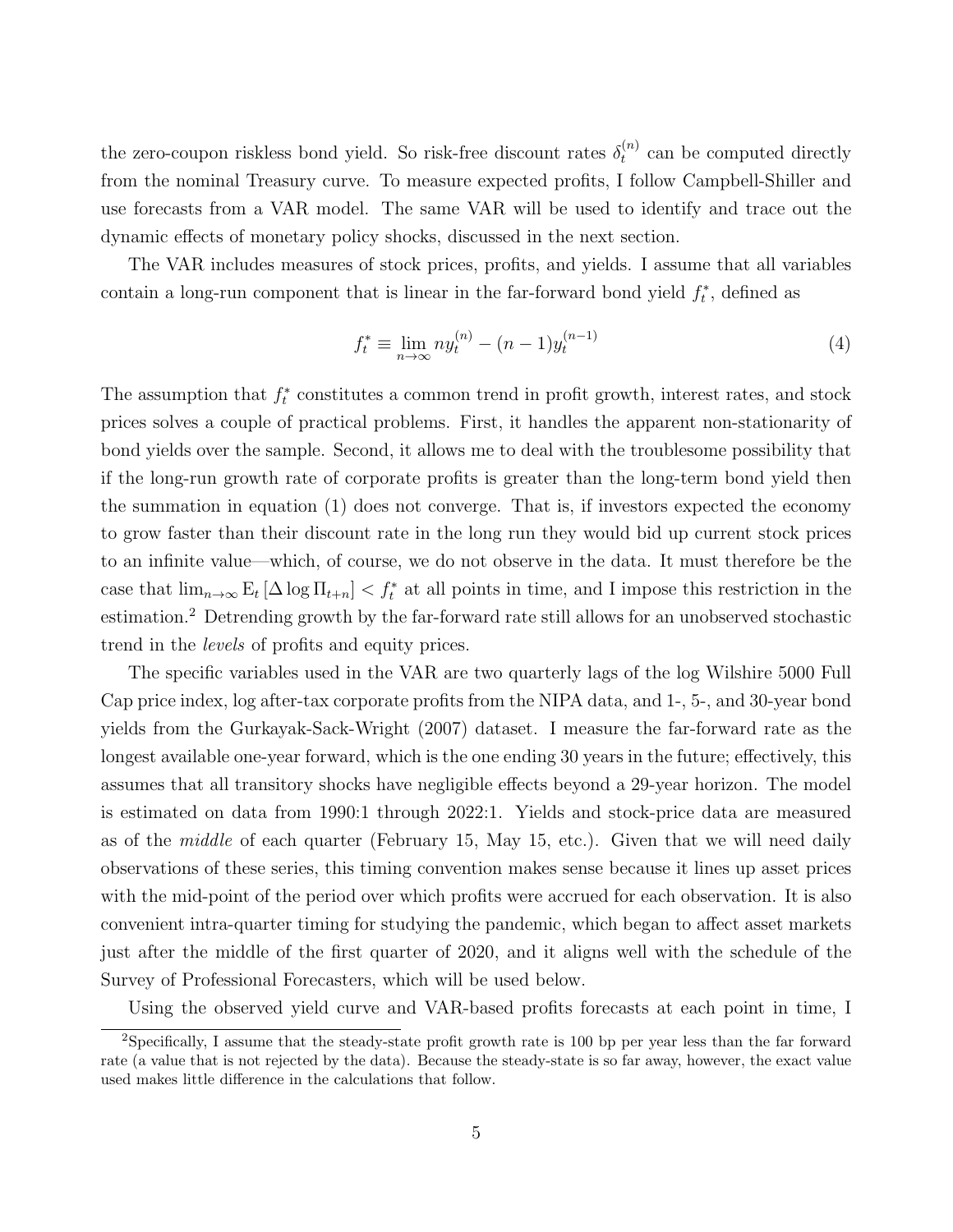the zero-coupon riskless bond yield. So risk-free discount rates $\delta_t^{(n)}$ can be computed directly from the nominal Treasury curve. To measure expected profits, I follow Campbell-Shiller and use forecasts from a VAR model. The same VAR will be used to identify and trace out the dynamic effects of monetary policy shocks, discussed in the next section.

The VAR includes measures of stock prices, profits, and yields. I assume that all variables contain a long-run component that is linear in the far-forward bond yield $f_t^*$, defined as

$$f_t^* \equiv \lim_{n\to\infty} ny_t^{(n)} - (n-1)y_t^{(n-1)} \tag{4}$$

The assumption that $f_t^*$ constitutes a common trend in profit growth, interest rates, and stock prices solves a couple of practical problems. First, it handles the apparent non-stationarity of bond yields over the sample. Second, it allows me to deal with the troublesome possibility that if the long-run growth rate of corporate profits is greater than the long-term bond yield then the summation in equation (1) does not converge. That is, if investors expected the economy to grow faster than their discount rate in the long run they would bid up current stock prices to an infinite value—which, of course, we do not observe in the data. It must therefore be the case that $\lim_{n\to\infty} \mathrm{E}_t [\Delta \log \Pi_{t+n}] < f_t^*$ at all points in time, and I impose this restriction in the estimation.[2] Detrending growth by the far-forward rate still allows for an unobserved stochastic trend in the *levels* of profits and equity prices.

The specific variables used in the VAR are two quarterly lags of the log Wilshire 5000 Full Cap price index, log after-tax corporate profits from the NIPA data, and 1-, 5-, and 30-year bond yields from the Gurkayak-Sack-Wright (2007) dataset. I measure the far-forward rate as the longest available one-year forward, which is the one ending 30 years in the future; effectively, this assumes that all transitory shocks have negligible effects beyond a 29-year horizon. The model is estimated on data from 1990:1 through 2022:1. Yields and stock-price data are measured as of the *middle* of each quarter (February 15, May 15, etc.). Given that we will need daily observations of these series, this timing convention makes sense because it lines up asset prices with the mid-point of the period over which profits were accrued for each observation. It is also convenient intra-quarter timing for studying the pandemic, which began to affect asset markets just after the middle of the first quarter of 2020, and it aligns well with the schedule of the Survey of Professional Forecasters, which will be used below.

Using the observed yield curve and VAR-based profits forecasts at each point in time, I

[2] Specifically, I assume that the steady-state profit growth rate is 100 bp per year less than the far forward rate (a value that is not rejected by the data). Because the steady-state is so far away, however, the exact value used makes little difference in the calculations that follow.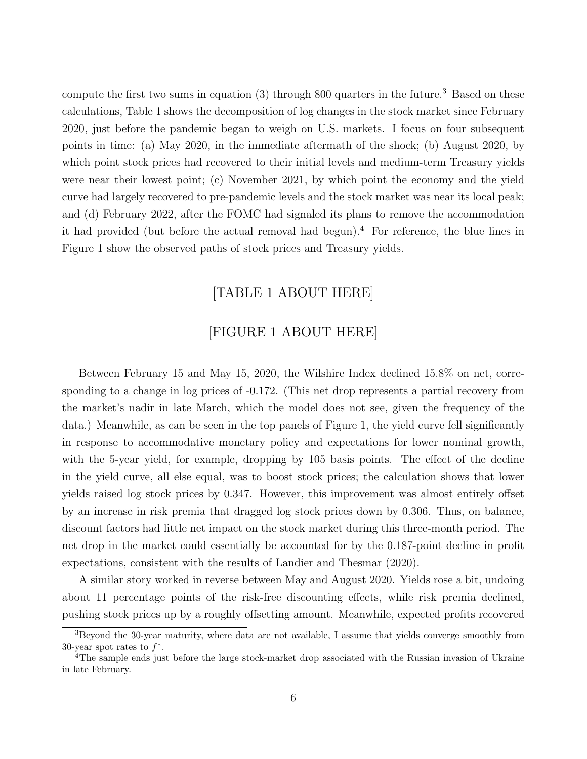compute the first two sums in equation (3) through 800 quarters in the future.[3] Based on these calculations, Table 1 shows the decomposition of log changes in the stock market since February 2020, just before the pandemic began to weigh on U.S. markets. I focus on four subsequent points in time: (a) May 2020, in the immediate aftermath of the shock; (b) August 2020, by which point stock prices had recovered to their initial levels and medium-term Treasury yields were near their lowest point; (c) November 2021, by which point the economy and the yield curve had largely recovered to pre-pandemic levels and the stock market was near its local peak; and (d) February 2022, after the FOMC had signaled its plans to remove the accommodation it had provided (but before the actual removal had begun).[4] For reference, the blue lines in Figure 1 show the observed paths of stock prices and Treasury yields.

[TABLE 1 ABOUT HERE]

[FIGURE 1 ABOUT HERE]

Between February 15 and May 15, 2020, the Wilshire Index declined 15.8% on net, corresponding to a change in log prices of -0.172. (This net drop represents a partial recovery from the market's nadir in late March, which the model does not see, given the frequency of the data.) Meanwhile, as can be seen in the top panels of Figure 1, the yield curve fell significantly in response to accommodative monetary policy and expectations for lower nominal growth, with the 5-year yield, for example, dropping by 105 basis points. The effect of the decline in the yield curve, all else equal, was to boost stock prices; the calculation shows that lower yields raised log stock prices by 0.347. However, this improvement was almost entirely offset by an increase in risk premia that dragged log stock prices down by 0.306. Thus, on balance, discount factors had little net impact on the stock market during this three-month period. The net drop in the market could essentially be accounted for by the 0.187-point decline in profit expectations, consistent with the results of Landier and Thesmar (2020).

A similar story worked in reverse between May and August 2020. Yields rose a bit, undoing about 11 percentage points of the risk-free discounting effects, while risk premia declined, pushing stock prices up by a roughly offsetting amount. Meanwhile, expected profits recovered

[3] Beyond the 30-year maturity, where data are not available, I assume that yields converge smoothly from 30-year spot rates to $f^*$.

[4] The sample ends just before the large stock-market drop associated with the Russian invasion of Ukraine in late February.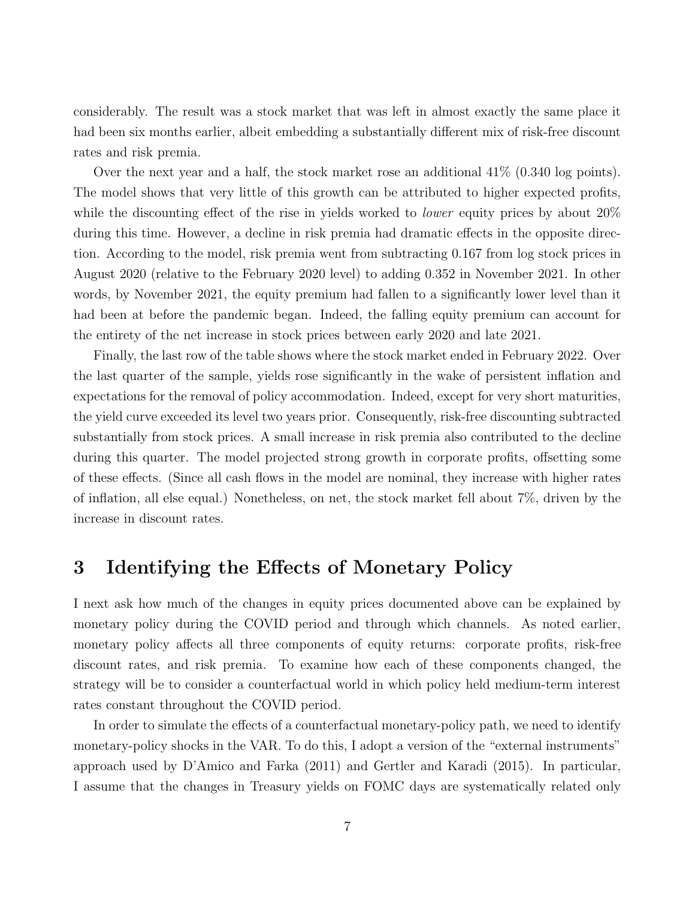considerably. The result was a stock market that was left in almost exactly the same place it had been six months earlier, albeit embedding a substantially different mix of risk-free discount rates and risk premia.

Over the next year and a half, the stock market rose an additional 41% (0.340 log points). The model shows that very little of this growth can be attributed to higher expected profits, while the discounting effect of the rise in yields worked to *lower* equity prices by about 20% during this time. However, a decline in risk premia had dramatic effects in the opposite direction. According to the model, risk premia went from subtracting 0.167 from log stock prices in August 2020 (relative to the February 2020 level) to adding 0.352 in November 2021. In other words, by November 2021, the equity premium had fallen to a significantly lower level than it had been at before the pandemic began. Indeed, the falling equity premium can account for the entirety of the net increase in stock prices between early 2020 and late 2021.

Finally, the last row of the table shows where the stock market ended in February 2022. Over the last quarter of the sample, yields rose significantly in the wake of persistent inflation and expectations for the removal of policy accommodation. Indeed, except for very short maturities, the yield curve exceeded its level two years prior. Consequently, risk-free discounting subtracted substantially from stock prices. A small increase in risk premia also contributed to the decline during this quarter. The model projected strong growth in corporate profits, offsetting some of these effects. (Since all cash flows in the model are nominal, they increase with higher rates of inflation, all else equal.) Nonetheless, on net, the stock market fell about 7%, driven by the increase in discount rates.

## 3 Identifying the Effects of Monetary Policy

I next ask how much of the changes in equity prices documented above can be explained by monetary policy during the COVID period and through which channels. As noted earlier, monetary policy affects all three components of equity returns: corporate profits, risk-free discount rates, and risk premia. To examine how each of these components changed, the strategy will be to consider a counterfactual world in which policy held medium-term interest rates constant throughout the COVID period.

In order to simulate the effects of a counterfactual monetary-policy path, we need to identify monetary-policy shocks in the VAR. To do this, I adopt a version of the "external instruments" approach used by D'Amico and Farka (2011) and Gertler and Karadi (2015). In particular, I assume that the changes in Treasury yields on FOMC days are systematically related only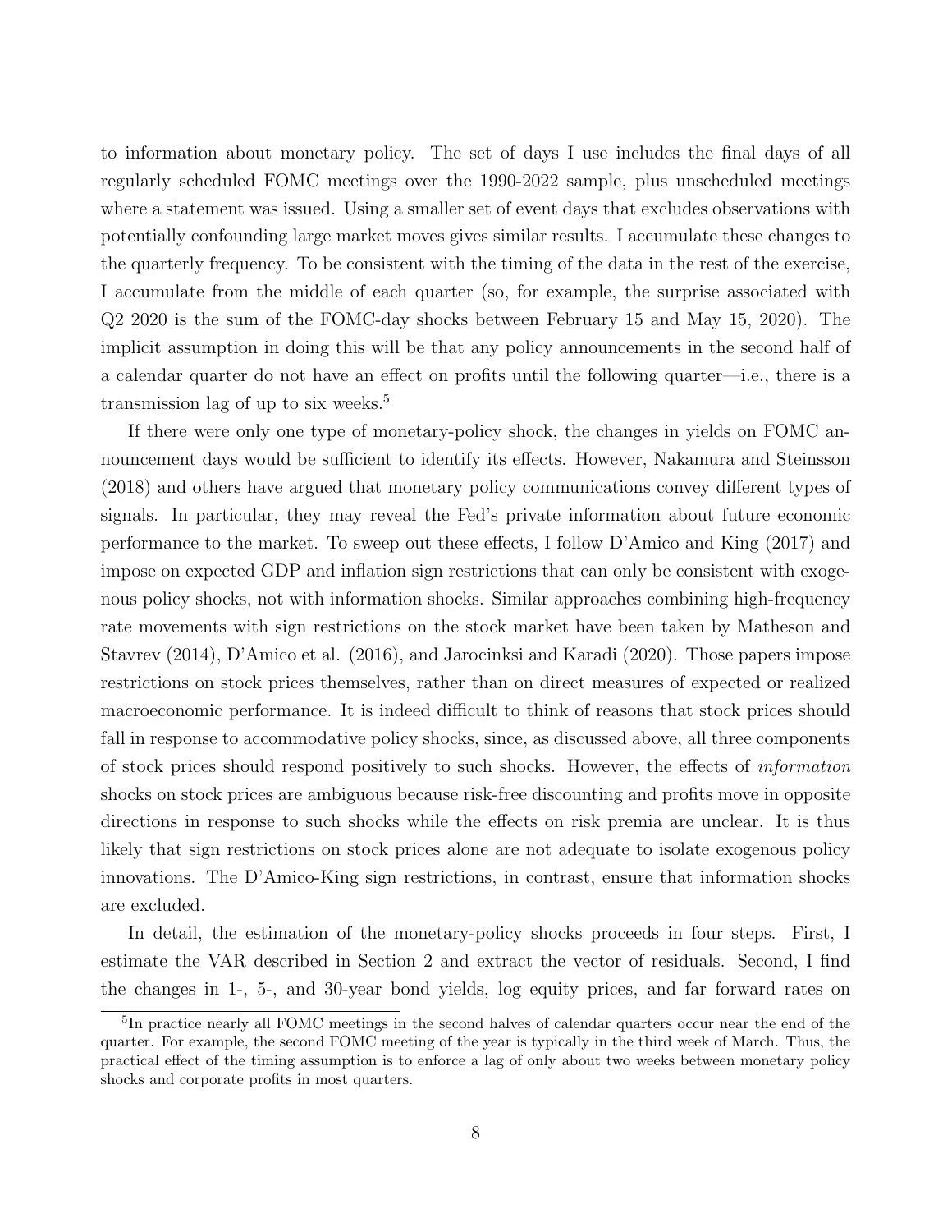to information about monetary policy. The set of days I use includes the final days of all regularly scheduled FOMC meetings over the 1990-2022 sample, plus unscheduled meetings where a statement was issued. Using a smaller set of event days that excludes observations with potentially confounding large market moves gives similar results. I accumulate these changes to the quarterly frequency. To be consistent with the timing of the data in the rest of the exercise, I accumulate from the middle of each quarter (so, for example, the surprise associated with Q2 2020 is the sum of the FOMC-day shocks between February 15 and May 15, 2020). The implicit assumption in doing this will be that any policy announcements in the second half of a calendar quarter do not have an effect on profits until the following quarter—i.e., there is a transmission lag of up to six weeks.[5]

If there were only one type of monetary-policy shock, the changes in yields on FOMC announcement days would be sufficient to identify its effects. However, Nakamura and Steinsson (2018) and others have argued that monetary policy communications convey different types of signals. In particular, they may reveal the Fed's private information about future economic performance to the market. To sweep out these effects, I follow D'Amico and King (2017) and impose on expected GDP and inflation sign restrictions that can only be consistent with exogenous policy shocks, not with information shocks. Similar approaches combining high-frequency rate movements with sign restrictions on the stock market have been taken by Matheson and Stavrev (2014), D'Amico et al. (2016), and Jarocinksi and Karadi (2020). Those papers impose restrictions on stock prices themselves, rather than on direct measures of expected or realized macroeconomic performance. It is indeed difficult to think of reasons that stock prices should fall in response to accommodative policy shocks, since, as discussed above, all three components of stock prices should respond positively to such shocks. However, the effects of *information* shocks on stock prices are ambiguous because risk-free discounting and profits move in opposite directions in response to such shocks while the effects on risk premia are unclear. It is thus likely that sign restrictions on stock prices alone are not adequate to isolate exogenous policy innovations. The D'Amico-King sign restrictions, in contrast, ensure that information shocks are excluded.

In detail, the estimation of the monetary-policy shocks proceeds in four steps. First, I estimate the VAR described in Section 2 and extract the vector of residuals. Second, I find the changes in 1-, 5-, and 30-year bond yields, log equity prices, and far forward rates on

[5] In practice nearly all FOMC meetings in the second halves of calendar quarters occur near the end of the quarter. For example, the second FOMC meeting of the year is typically in the third week of March. Thus, the practical effect of the timing assumption is to enforce a lag of only about two weeks between monetary policy shocks and corporate profits in most quarters.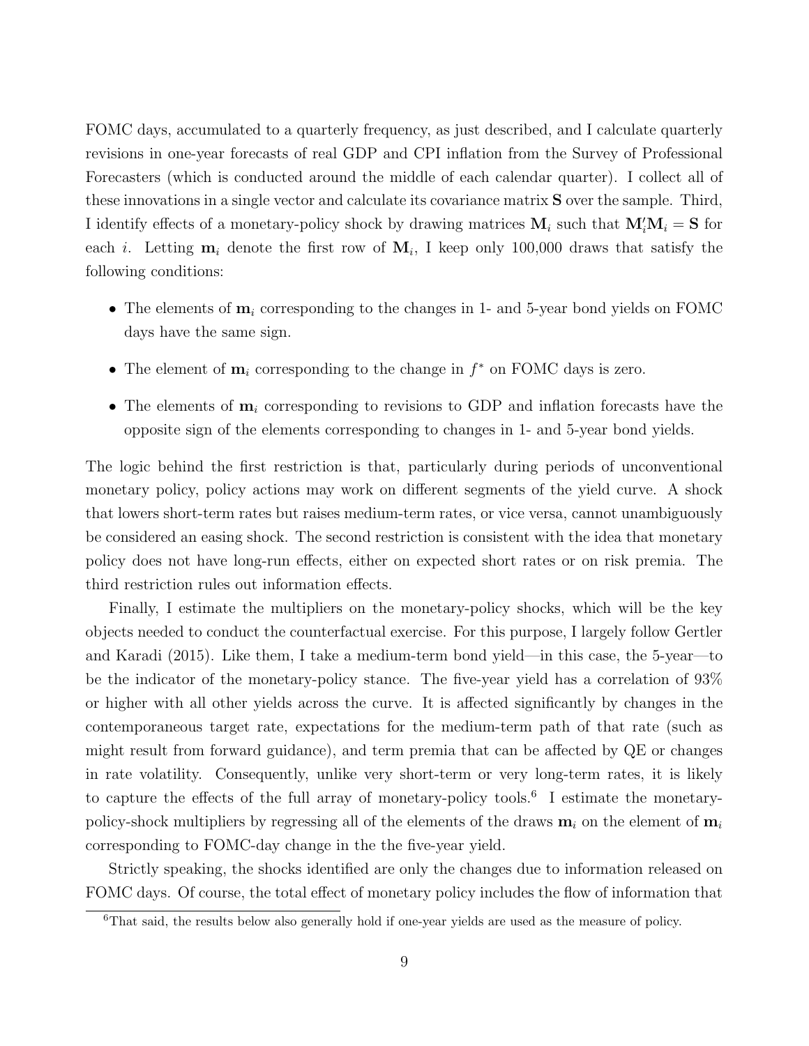FOMC days, accumulated to a quarterly frequency, as just described, and I calculate quarterly revisions in one-year forecasts of real GDP and CPI inflation from the Survey of Professional Forecasters (which is conducted around the middle of each calendar quarter). I collect all of these innovations in a single vector and calculate its covariance matrix $\mathbf{S}$ over the sample. Third, I identify effects of a monetary-policy shock by drawing matrices $\mathbf{M}_i$ such that $\mathbf{M}_i'\mathbf{M}_i = \mathbf{S}$ for each $i$. Letting $\mathbf{m}_i$ denote the first row of $\mathbf{M}_i$, I keep only 100,000 draws that satisfy the following conditions:

- The elements of $\mathbf{m}_i$ corresponding to the changes in 1- and 5-year bond yields on FOMC days have the same sign.
- The element of $\mathbf{m}_i$ corresponding to the change in $f^*$ on FOMC days is zero.
- The elements of $\mathbf{m}_i$ corresponding to revisions to GDP and inflation forecasts have the opposite sign of the elements corresponding to changes in 1- and 5-year bond yields.

The logic behind the first restriction is that, particularly during periods of unconventional monetary policy, policy actions may work on different segments of the yield curve. A shock that lowers short-term rates but raises medium-term rates, or vice versa, cannot unambiguously be considered an easing shock. The second restriction is consistent with the idea that monetary policy does not have long-run effects, either on expected short rates or on risk premia. The third restriction rules out information effects.

Finally, I estimate the multipliers on the monetary-policy shocks, which will be the key objects needed to conduct the counterfactual exercise. For this purpose, I largely follow Gertler and Karadi (2015). Like them, I take a medium-term bond yield—in this case, the 5-year—to be the indicator of the monetary-policy stance. The five-year yield has a correlation of 93% or higher with all other yields across the curve. It is affected significantly by changes in the contemporaneous target rate, expectations for the medium-term path of that rate (such as might result from forward guidance), and term premia that can be affected by QE or changes in rate volatility. Consequently, unlike very short-term or very long-term rates, it is likely to capture the effects of the full array of monetary-policy tools.[6] I estimate the monetary-policy-shock multipliers by regressing all of the elements of the draws $\mathbf{m}_i$ on the element of $\mathbf{m}_i$ corresponding to FOMC-day change in the the five-year yield.

Strictly speaking, the shocks identified are only the changes due to information released on FOMC days. Of course, the total effect of monetary policy includes the flow of information that

[6] That said, the results below also generally hold if one-year yields are used as the measure of policy.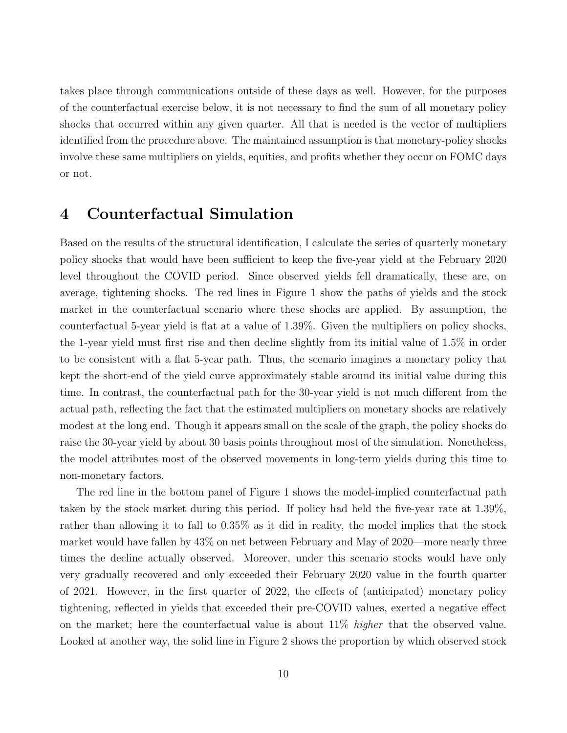takes place through communications outside of these days as well. However, for the purposes of the counterfactual exercise below, it is not necessary to find the sum of all monetary policy shocks that occurred within any given quarter. All that is needed is the vector of multipliers identified from the procedure above. The maintained assumption is that monetary-policy shocks involve these same multipliers on yields, equities, and profits whether they occur on FOMC days or not.

# 4 Counterfactual Simulation

Based on the results of the structural identification, I calculate the series of quarterly monetary policy shocks that would have been sufficient to keep the five-year yield at the February 2020 level throughout the COVID period. Since observed yields fell dramatically, these are, on average, tightening shocks. The red lines in Figure 1 show the paths of yields and the stock market in the counterfactual scenario where these shocks are applied. By assumption, the counterfactual 5-year yield is flat at a value of 1.39%. Given the multipliers on policy shocks, the 1-year yield must first rise and then decline slightly from its initial value of 1.5% in order to be consistent with a flat 5-year path. Thus, the scenario imagines a monetary policy that kept the short-end of the yield curve approximately stable around its initial value during this time. In contrast, the counterfactual path for the 30-year yield is not much different from the actual path, reflecting the fact that the estimated multipliers on monetary shocks are relatively modest at the long end. Though it appears small on the scale of the graph, the policy shocks do raise the 30-year yield by about 30 basis points throughout most of the simulation. Nonetheless, the model attributes most of the observed movements in long-term yields during this time to non-monetary factors.

The red line in the bottom panel of Figure 1 shows the model-implied counterfactual path taken by the stock market during this period. If policy had held the five-year rate at 1.39%, rather than allowing it to fall to 0.35% as it did in reality, the model implies that the stock market would have fallen by 43% on net between February and May of 2020—more nearly three times the decline actually observed. Moreover, under this scenario stocks would have only very gradually recovered and only exceeded their February 2020 value in the fourth quarter of 2021. However, in the first quarter of 2022, the effects of (anticipated) monetary policy tightening, reflected in yields that exceeded their pre-COVID values, exerted a negative effect on the market; here the counterfactual value is about 11% *higher* that the observed value. Looked at another way, the solid line in Figure 2 shows the proportion by which observed stock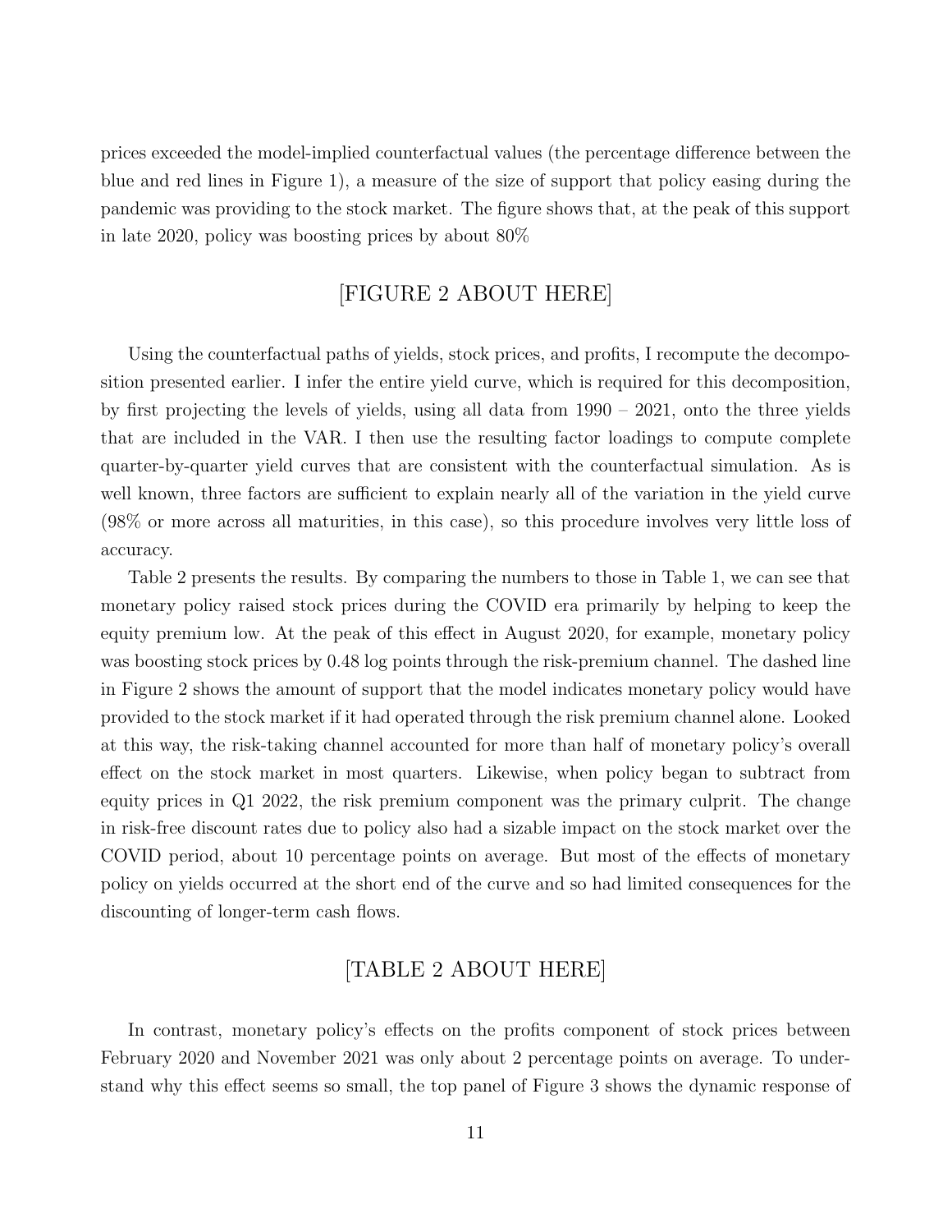prices exceeded the model-implied counterfactual values (the percentage difference between the blue and red lines in Figure 1), a measure of the size of support that policy easing during the pandemic was providing to the stock market. The figure shows that, at the peak of this support in late 2020, policy was boosting prices by about 80%

[FIGURE 2 ABOUT HERE]

Using the counterfactual paths of yields, stock prices, and profits, I recompute the decomposition presented earlier. I infer the entire yield curve, which is required for this decomposition, by first projecting the levels of yields, using all data from 1990 – 2021, onto the three yields that are included in the VAR. I then use the resulting factor loadings to compute complete quarter-by-quarter yield curves that are consistent with the counterfactual simulation. As is well known, three factors are sufficient to explain nearly all of the variation in the yield curve (98% or more across all maturities, in this case), so this procedure involves very little loss of accuracy.

Table 2 presents the results. By comparing the numbers to those in Table 1, we can see that monetary policy raised stock prices during the COVID era primarily by helping to keep the equity premium low. At the peak of this effect in August 2020, for example, monetary policy was boosting stock prices by 0.48 log points through the risk-premium channel. The dashed line in Figure 2 shows the amount of support that the model indicates monetary policy would have provided to the stock market if it had operated through the risk premium channel alone. Looked at this way, the risk-taking channel accounted for more than half of monetary policy's overall effect on the stock market in most quarters. Likewise, when policy began to subtract from equity prices in Q1 2022, the risk premium component was the primary culprit. The change in risk-free discount rates due to policy also had a sizable impact on the stock market over the COVID period, about 10 percentage points on average. But most of the effects of monetary policy on yields occurred at the short end of the curve and so had limited consequences for the discounting of longer-term cash flows.

[TABLE 2 ABOUT HERE]

In contrast, monetary policy's effects on the profits component of stock prices between February 2020 and November 2021 was only about 2 percentage points on average. To understand why this effect seems so small, the top panel of Figure 3 shows the dynamic response of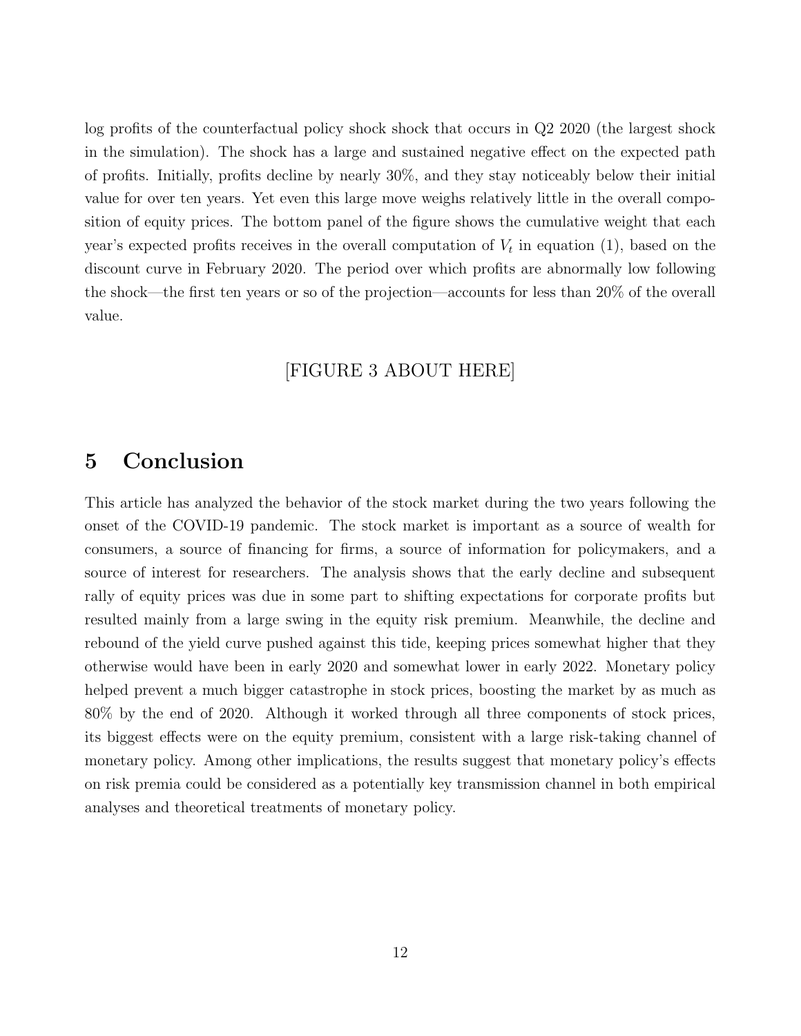log profits of the counterfactual policy shock shock that occurs in Q2 2020 (the largest shock in the simulation). The shock has a large and sustained negative effect on the expected path of profits. Initially, profits decline by nearly 30%, and they stay noticeably below their initial value for over ten years. Yet even this large move weighs relatively little in the overall composition of equity prices. The bottom panel of the figure shows the cumulative weight that each year's expected profits receives in the overall computation of $V_t$ in equation (1), based on the discount curve in February 2020. The period over which profits are abnormally low following the shock—the first ten years or so of the projection—accounts for less than 20% of the overall value.

[FIGURE 3 ABOUT HERE]

## 5 Conclusion

This article has analyzed the behavior of the stock market during the two years following the onset of the COVID-19 pandemic. The stock market is important as a source of wealth for consumers, a source of financing for firms, a source of information for policymakers, and a source of interest for researchers. The analysis shows that the early decline and subsequent rally of equity prices was due in some part to shifting expectations for corporate profits but resulted mainly from a large swing in the equity risk premium. Meanwhile, the decline and rebound of the yield curve pushed against this tide, keeping prices somewhat higher that they otherwise would have been in early 2020 and somewhat lower in early 2022. Monetary policy helped prevent a much bigger catastrophe in stock prices, boosting the market by as much as 80% by the end of 2020. Although it worked through all three components of stock prices, its biggest effects were on the equity premium, consistent with a large risk-taking channel of monetary policy. Among other implications, the results suggest that monetary policy's effects on risk premia could be considered as a potentially key transmission channel in both empirical analyses and theoretical treatments of monetary policy.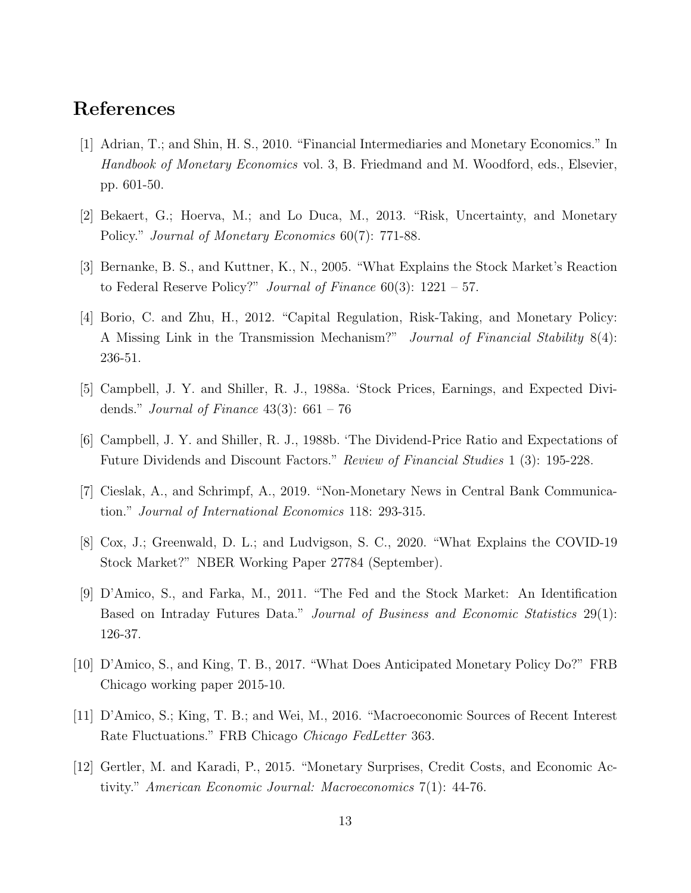## References

[1] Adrian, T.; and Shin, H. S., 2010. "Financial Intermediaries and Monetary Economics." In *Handbook of Monetary Economics* vol. 3, B. Friedmand and M. Woodford, eds., Elsevier, pp. 601-50.

[2] Bekaert, G.; Hoerva, M.; and Lo Duca, M., 2013. "Risk, Uncertainty, and Monetary Policy." *Journal of Monetary Economics* 60(7): 771-88.

[3] Bernanke, B. S., and Kuttner, K., N., 2005. "What Explains the Stock Market's Reaction to Federal Reserve Policy?" *Journal of Finance* 60(3): 1221 – 57.

[4] Borio, C. and Zhu, H., 2012. "Capital Regulation, Risk-Taking, and Monetary Policy: A Missing Link in the Transmission Mechanism?" *Journal of Financial Stability* 8(4): 236-51.

[5] Campbell, J. Y. and Shiller, R. J., 1988a. 'Stock Prices, Earnings, and Expected Dividends." *Journal of Finance* 43(3): 661 – 76

[6] Campbell, J. Y. and Shiller, R. J., 1988b. 'The Dividend-Price Ratio and Expectations of Future Dividends and Discount Factors." *Review of Financial Studies* 1 (3): 195-228.

[7] Cieslak, A., and Schrimpf, A., 2019. "Non-Monetary News in Central Bank Communication." *Journal of International Economics* 118: 293-315.

[8] Cox, J.; Greenwald, D. L.; and Ludvigson, S. C., 2020. "What Explains the COVID-19 Stock Market?" NBER Working Paper 27784 (September).

[9] D'Amico, S., and Farka, M., 2011. "The Fed and the Stock Market: An Identification Based on Intraday Futures Data." *Journal of Business and Economic Statistics* 29(1): 126-37.

[10] D'Amico, S., and King, T. B., 2017. "What Does Anticipated Monetary Policy Do?" FRB Chicago working paper 2015-10.

[11] D'Amico, S.; King, T. B.; and Wei, M., 2016. "Macroeconomic Sources of Recent Interest Rate Fluctuations." FRB Chicago *Chicago FedLetter* 363.

[12] Gertler, M. and Karadi, P., 2015. "Monetary Surprises, Credit Costs, and Economic Activity." *American Economic Journal: Macroeconomics* 7(1): 44-76.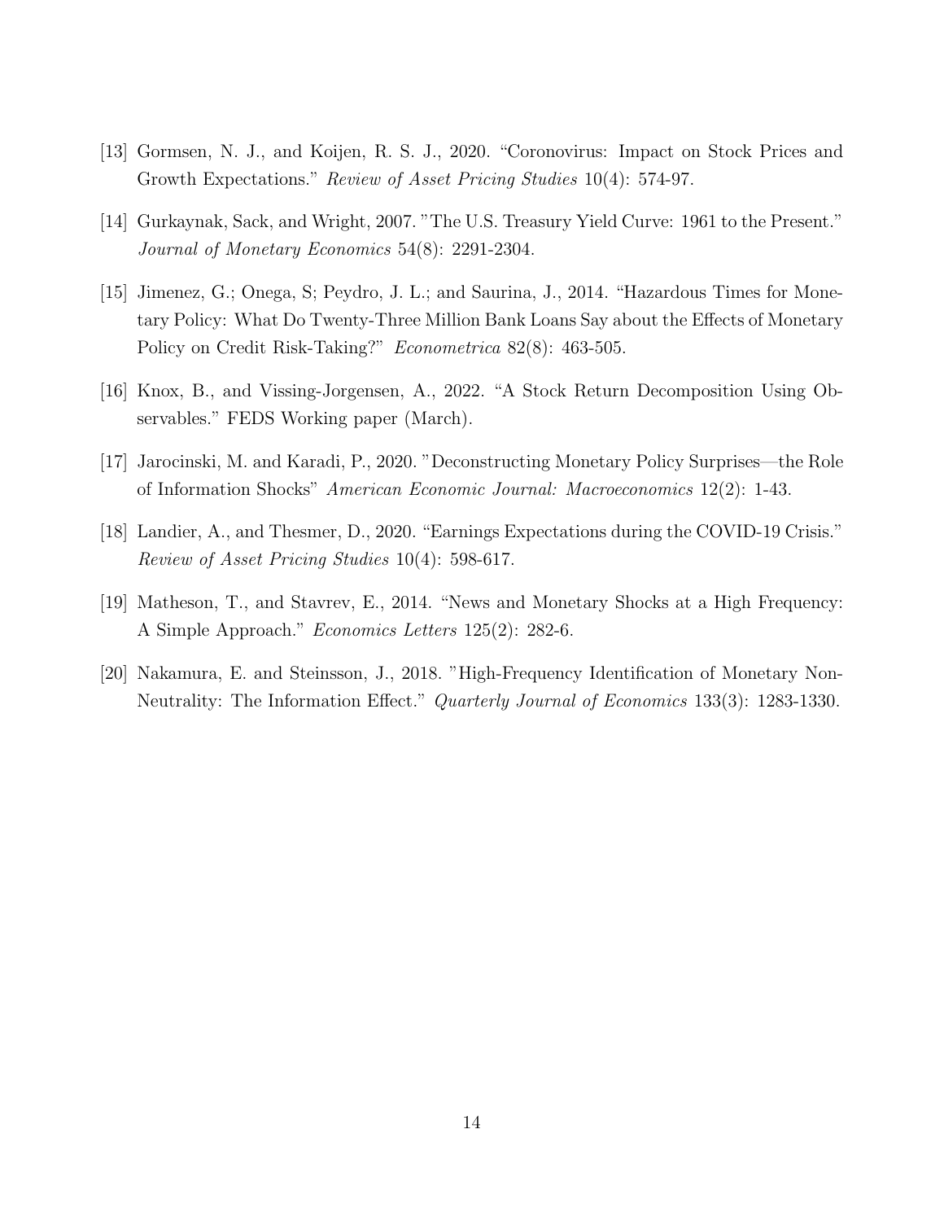[13] Gormsen, N. J., and Koijen, R. S. J., 2020. "Coronovirus: Impact on Stock Prices and Growth Expectations." *Review of Asset Pricing Studies* 10(4): 574-97.

[14] Gurkaynak, Sack, and Wright, 2007. "The U.S. Treasury Yield Curve: 1961 to the Present." *Journal of Monetary Economics* 54(8): 2291-2304.

[15] Jimenez, G.; Onega, S; Peydro, J. L.; and Saurina, J., 2014. "Hazardous Times for Monetary Policy: What Do Twenty-Three Million Bank Loans Say about the Effects of Monetary Policy on Credit Risk-Taking?" *Econometrica* 82(8): 463-505.

[16] Knox, B., and Vissing-Jorgensen, A., 2022. "A Stock Return Decomposition Using Observables." FEDS Working paper (March).

[17] Jarocinski, M. and Karadi, P., 2020. "Deconstructing Monetary Policy Surprises—the Role of Information Shocks" *American Economic Journal: Macroeconomics* 12(2): 1-43.

[18] Landier, A., and Thesmer, D., 2020. "Earnings Expectations during the COVID-19 Crisis." *Review of Asset Pricing Studies* 10(4): 598-617.

[19] Matheson, T., and Stavrev, E., 2014. "News and Monetary Shocks at a High Frequency: A Simple Approach." *Economics Letters* 125(2): 282-6.

[20] Nakamura, E. and Steinsson, J., 2018. "High-Frequency Identification of Monetary Non-Neutrality: The Information Effect." *Quarterly Journal of Economics* 133(3): 1283-1330.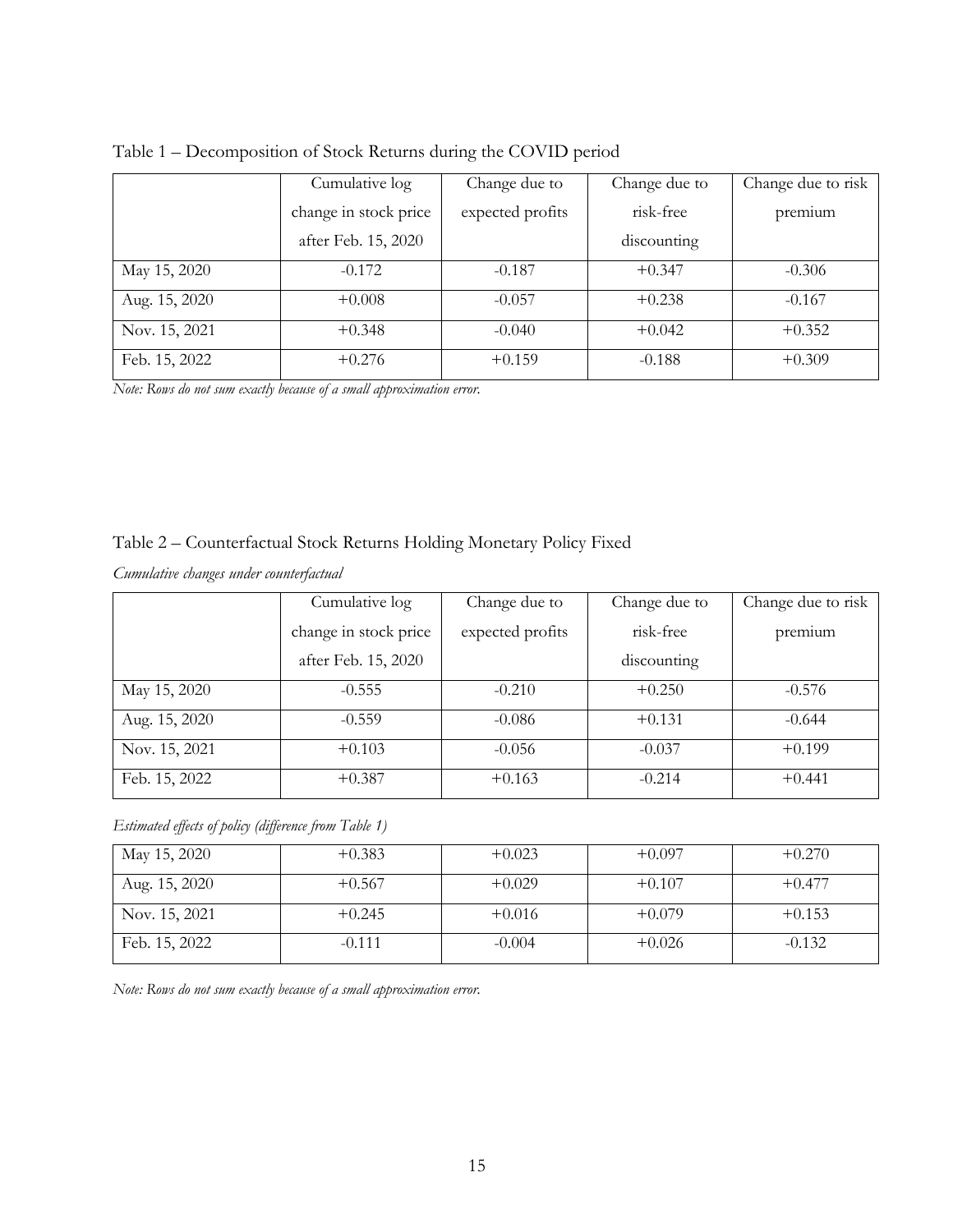Table 1 – Decomposition of Stock Returns during the COVID period

| | Cumulative log change in stock price after Feb. 15, 2020 | Change due to expected profits | Change due to risk-free discounting | Change due to risk premium |
|---|---|---|---|---|
| May 15, 2020 | -0.172 | -0.187 | +0.347 | -0.306 |
| Aug. 15, 2020 | +0.008 | -0.057 | +0.238 | -0.167 |
| Nov. 15, 2021 | +0.348 | -0.040 | +0.042 | +0.352 |
| Feb. 15, 2022 | +0.276 | +0.159 | -0.188 | +0.309 |

*Note: Rows do not sum exactly because of a small approximation error.*

Table 2 – Counterfactual Stock Returns Holding Monetary Policy Fixed

*Cumulative changes under counterfactual*

| | Cumulative log change in stock price after Feb. 15, 2020 | Change due to expected profits | Change due to risk-free discounting | Change due to risk premium |
|---|---|---|---|---|
| May 15, 2020 | -0.555 | -0.210 | +0.250 | -0.576 |
| Aug. 15, 2020 | -0.559 | -0.086 | +0.131 | -0.644 |
| Nov. 15, 2021 | +0.103 | -0.056 | -0.037 | +0.199 |
| Feb. 15, 2022 | +0.387 | +0.163 | -0.214 | +0.441 |

*Estimated effects of policy (difference from Table 1)*

| | Cumulative log change in stock price after Feb. 15, 2020 | Change due to expected profits | Change due to risk-free discounting | Change due to risk premium |
|---|---|---|---|---|
| May 15, 2020 | +0.383 | +0.023 | +0.097 | +0.270 |
| Aug. 15, 2020 | +0.567 | +0.029 | +0.107 | +0.477 |
| Nov. 15, 2021 | +0.245 | +0.016 | +0.079 | +0.153 |
| Feb. 15, 2022 | -0.111 | -0.004 | +0.026 | -0.132 |

*Note: Rows do not sum exactly because of a small approximation error.*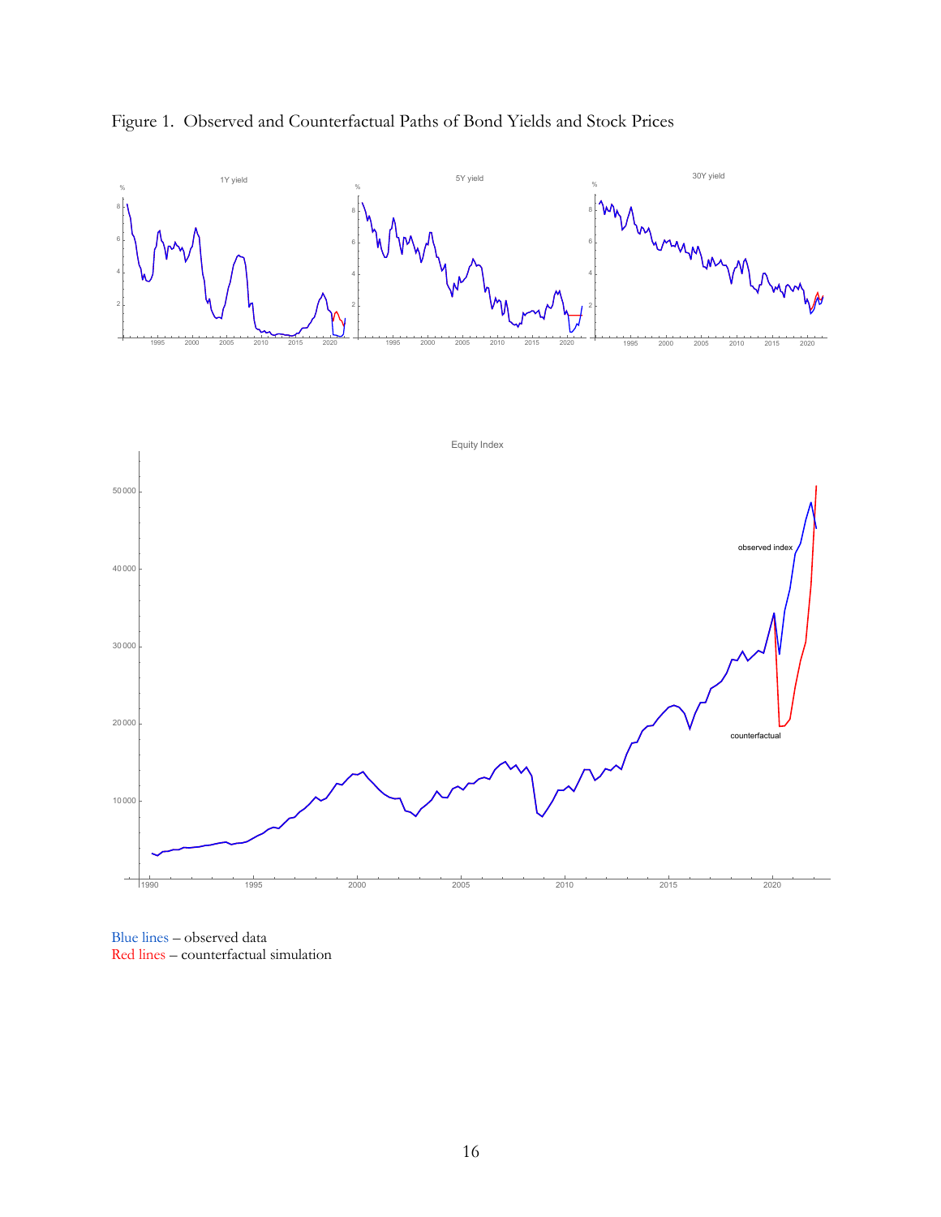Figure 1. Observed and Counterfactual Paths of Bond Yields and Stock Prices

Blue lines – observed data
Red lines – counterfactual simulation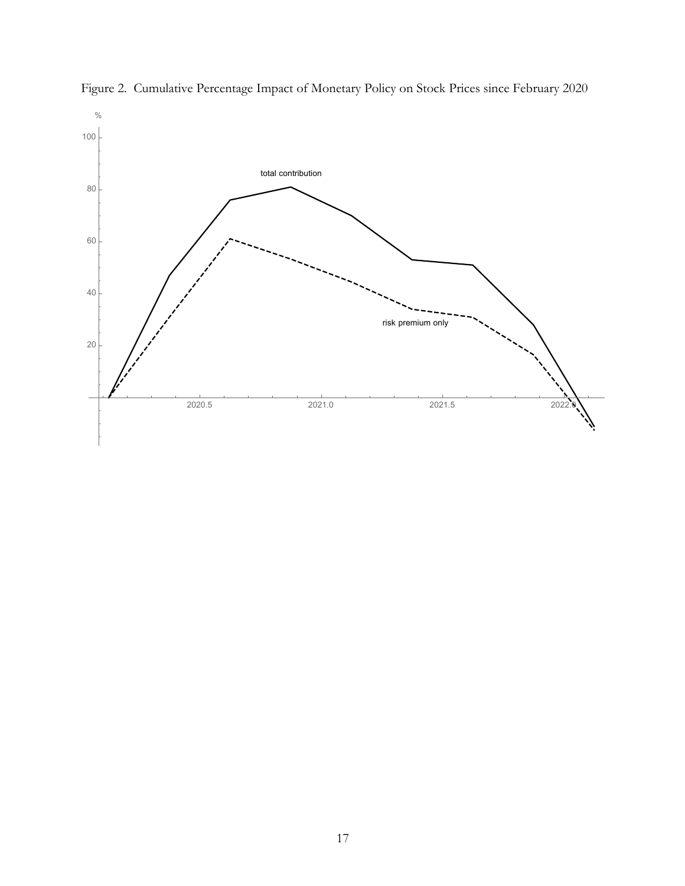Figure 2. Cumulative Percentage Impact of Monetary Policy on Stock Prices since February 2020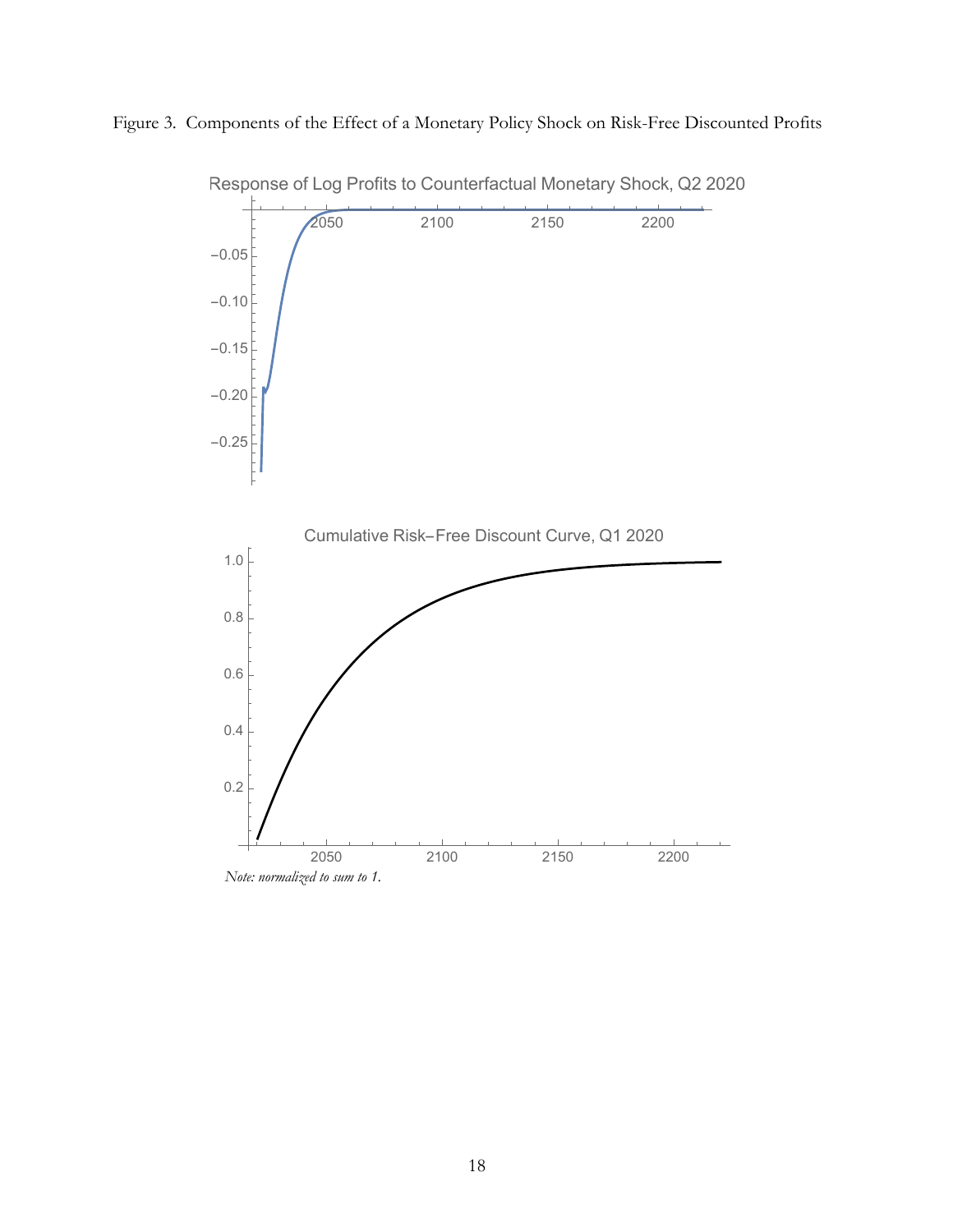Figure 3. Components of the Effect of a Monetary Policy Shock on Risk-Free Discounted Profits

Response of Log Profits to Counterfactual Monetary Shock, Q2 2020

2050
2100
2150
2200
−0.05
−0.10
−0.15
−0.20
−0.25

Cumulative Risk−Free Discount Curve, Q1 2020

1.0
0.8
0.6
0.4
0.2
2050
2100
2150
2200

*Note: normalized to sum to 1.*